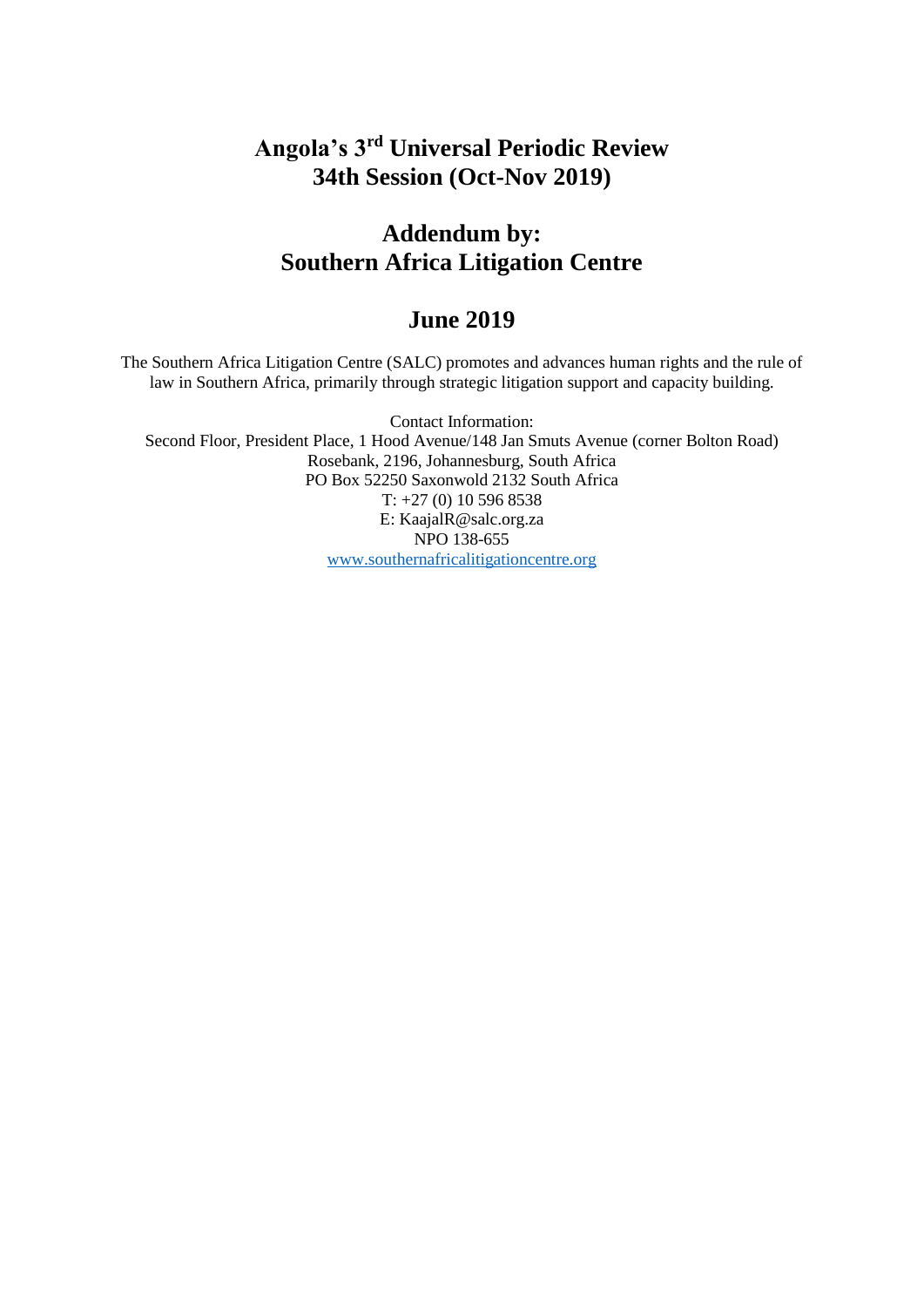# Angola's 3rd Universal Periodic Review 34th Session (Oct-Nov 2019)

## Addendum by: Southern Africa Litigation Centre

## June 2019

The Southern Africa Litigation Centre (SALC) promotes and advances human rights and the rule of law in Southern Africa, primarily through strategic litigation support and capacity building.

Contact Information:
Second Floor, President Place, 1 Hood Avenue/148 Jan Smuts Avenue (corner Bolton Road)
Rosebank, 2196, Johannesburg, South Africa
PO Box 52250 Saxonwold 2132 South Africa
T: +27 (0) 10 596 8538
E: KaajalR@salc.org.za
NPO 138-655
www.southernafricalitigationcentre.org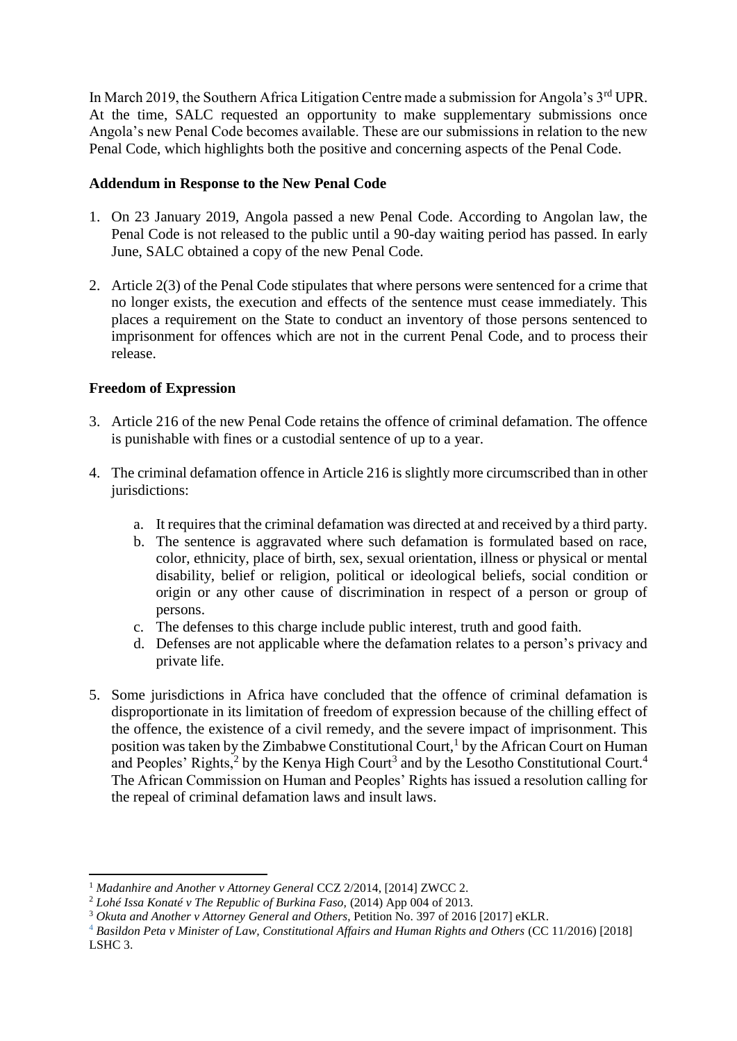In March 2019, the Southern Africa Litigation Centre made a submission for Angola's 3rd UPR. At the time, SALC requested an opportunity to make supplementary submissions once Angola's new Penal Code becomes available. These are our submissions in relation to the new Penal Code, which highlights both the positive and concerning aspects of the Penal Code.

**Addendum in Response to the New Penal Code**

1. On 23 January 2019, Angola passed a new Penal Code. According to Angolan law, the Penal Code is not released to the public until a 90-day waiting period has passed. In early June, SALC obtained a copy of the new Penal Code.

2. Article 2(3) of the Penal Code stipulates that where persons were sentenced for a crime that no longer exists, the execution and effects of the sentence must cease immediately. This places a requirement on the State to conduct an inventory of those persons sentenced to imprisonment for offences which are not in the current Penal Code, and to process their release.

**Freedom of Expression**

3. Article 216 of the new Penal Code retains the offence of criminal defamation. The offence is punishable with fines or a custodial sentence of up to a year.

4. The criminal defamation offence in Article 216 is slightly more circumscribed than in other jurisdictions:

   a. It requires that the criminal defamation was directed at and received by a third party.
   b. The sentence is aggravated where such defamation is formulated based on race, color, ethnicity, place of birth, sex, sexual orientation, illness or physical or mental disability, belief or religion, political or ideological beliefs, social condition or origin or any other cause of discrimination in respect of a person or group of persons.
   c. The defenses to this charge include public interest, truth and good faith.
   d. Defenses are not applicable where the defamation relates to a person's privacy and private life.

5. Some jurisdictions in Africa have concluded that the offence of criminal defamation is disproportionate in its limitation of freedom of expression because of the chilling effect of the offence, the existence of a civil remedy, and the severe impact of imprisonment. This position was taken by the Zimbabwe Constitutional Court,[1] by the African Court on Human and Peoples' Rights,[2] by the Kenya High Court[3] and by the Lesotho Constitutional Court.[4] The African Commission on Human and Peoples' Rights has issued a resolution calling for the repeal of criminal defamation laws and insult laws.

---

[1] *Madanhire and Another v Attorney General* CCZ 2/2014, [2014] ZWCC 2.

[2] *Lohé Issa Konaté v The Republic of Burkina Faso*, (2014) App 004 of 2013.

[3] *Okuta and Another v Attorney General and Others*, Petition No. 397 of 2016 [2017] eKLR.

[4] *Basildon Peta v Minister of Law, Constitutional Affairs and Human Rights and Others* (CC 11/2016) [2018] LSHC 3.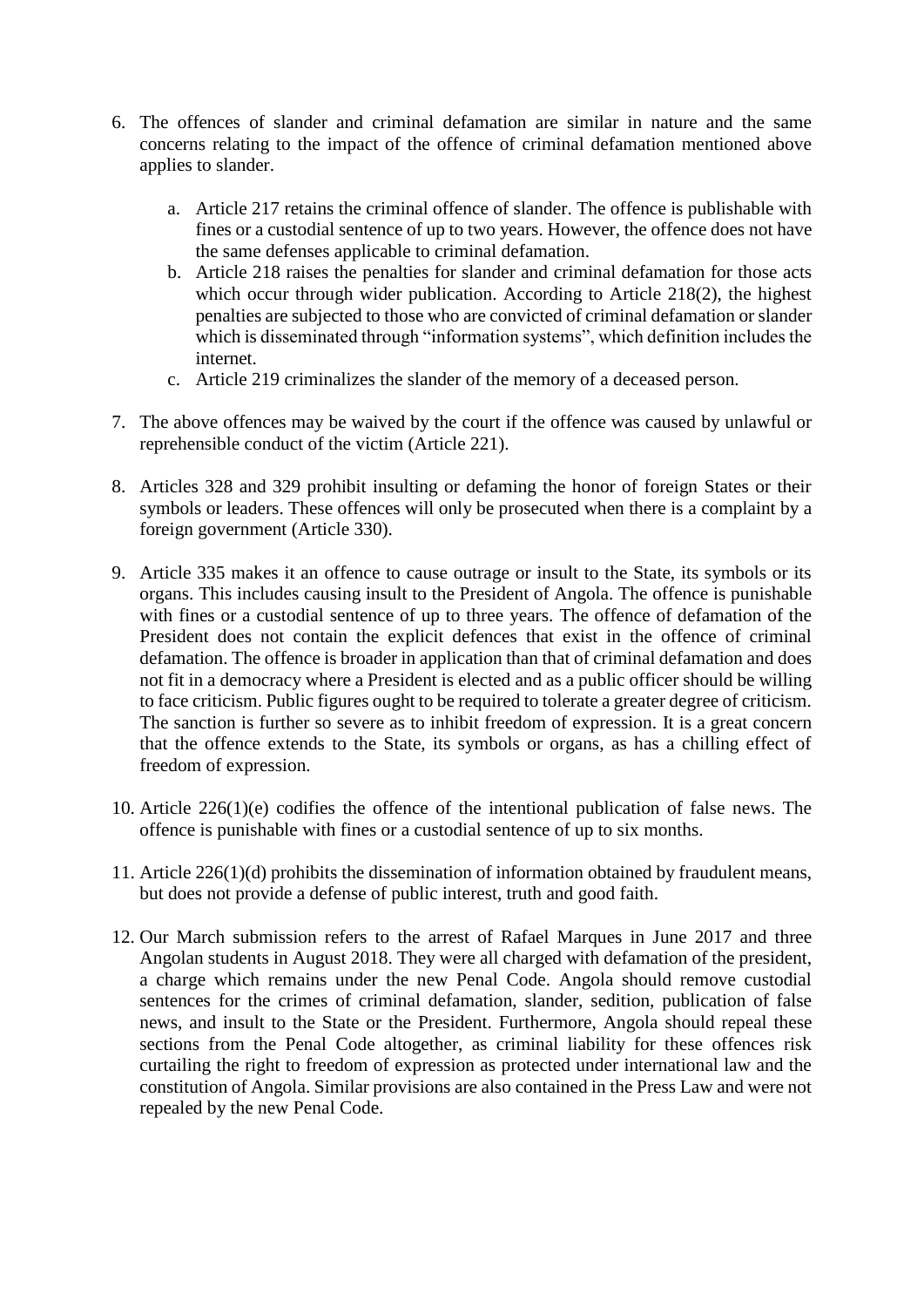6. The offences of slander and criminal defamation are similar in nature and the same concerns relating to the impact of the offence of criminal defamation mentioned above applies to slander.

    a. Article 217 retains the criminal offence of slander. The offence is publishable with fines or a custodial sentence of up to two years. However, the offence does not have the same defenses applicable to criminal defamation.
    b. Article 218 raises the penalties for slander and criminal defamation for those acts which occur through wider publication. According to Article 218(2), the highest penalties are subjected to those who are convicted of criminal defamation or slander which is disseminated through "information systems", which definition includes the internet.
    c. Article 219 criminalizes the slander of the memory of a deceased person.

7. The above offences may be waived by the court if the offence was caused by unlawful or reprehensible conduct of the victim (Article 221).

8. Articles 328 and 329 prohibit insulting or defaming the honor of foreign States or their symbols or leaders. These offences will only be prosecuted when there is a complaint by a foreign government (Article 330).

9. Article 335 makes it an offence to cause outrage or insult to the State, its symbols or its organs. This includes causing insult to the President of Angola. The offence is punishable with fines or a custodial sentence of up to three years. The offence of defamation of the President does not contain the explicit defences that exist in the offence of criminal defamation. The offence is broader in application than that of criminal defamation and does not fit in a democracy where a President is elected and as a public officer should be willing to face criticism. Public figures ought to be required to tolerate a greater degree of criticism. The sanction is further so severe as to inhibit freedom of expression. It is a great concern that the offence extends to the State, its symbols or organs, as has a chilling effect of freedom of expression.

10. Article 226(1)(e) codifies the offence of the intentional publication of false news. The offence is punishable with fines or a custodial sentence of up to six months.

11. Article 226(1)(d) prohibits the dissemination of information obtained by fraudulent means, but does not provide a defense of public interest, truth and good faith.

12. Our March submission refers to the arrest of Rafael Marques in June 2017 and three Angolan students in August 2018. They were all charged with defamation of the president, a charge which remains under the new Penal Code. Angola should remove custodial sentences for the crimes of criminal defamation, slander, sedition, publication of false news, and insult to the State or the President. Furthermore, Angola should repeal these sections from the Penal Code altogether, as criminal liability for these offences risk curtailing the right to freedom of expression as protected under international law and the constitution of Angola. Similar provisions are also contained in the Press Law and were not repealed by the new Penal Code.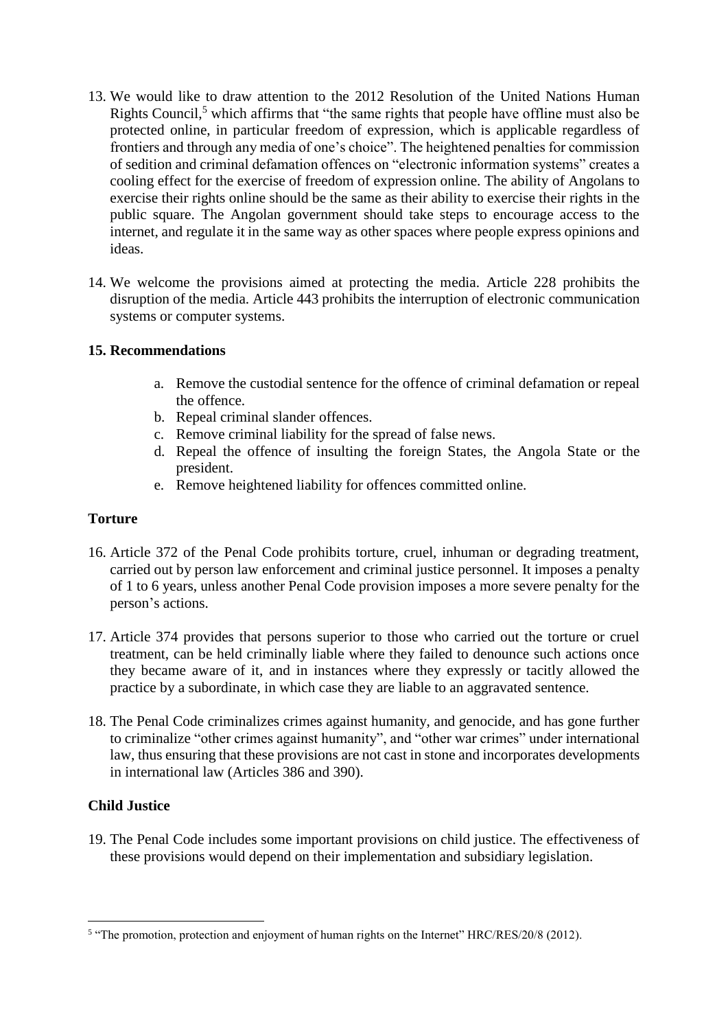13. We would like to draw attention to the 2012 Resolution of the United Nations Human Rights Council,[5] which affirms that "the same rights that people have offline must also be protected online, in particular freedom of expression, which is applicable regardless of frontiers and through any media of one's choice". The heightened penalties for commission of sedition and criminal defamation offences on "electronic information systems" creates a cooling effect for the exercise of freedom of expression online. The ability of Angolans to exercise their rights online should be the same as their ability to exercise their rights in the public square. The Angolan government should take steps to encourage access to the internet, and regulate it in the same way as other spaces where people express opinions and ideas.

14. We welcome the provisions aimed at protecting the media. Article 228 prohibits the disruption of the media. Article 443 prohibits the interruption of electronic communication systems or computer systems.

**15. Recommendations**

a. Remove the custodial sentence for the offence of criminal defamation or repeal the offence.
b. Repeal criminal slander offences.
c. Remove criminal liability for the spread of false news.
d. Repeal the offence of insulting the foreign States, the Angola State or the president.
e. Remove heightened liability for offences committed online.

**Torture**

16. Article 372 of the Penal Code prohibits torture, cruel, inhuman or degrading treatment, carried out by person law enforcement and criminal justice personnel. It imposes a penalty of 1 to 6 years, unless another Penal Code provision imposes a more severe penalty for the person's actions.

17. Article 374 provides that persons superior to those who carried out the torture or cruel treatment, can be held criminally liable where they failed to denounce such actions once they became aware of it, and in instances where they expressly or tacitly allowed the practice by a subordinate, in which case they are liable to an aggravated sentence.

18. The Penal Code criminalizes crimes against humanity, and genocide, and has gone further to criminalize "other crimes against humanity", and "other war crimes" under international law, thus ensuring that these provisions are not cast in stone and incorporates developments in international law (Articles 386 and 390).

**Child Justice**

19. The Penal Code includes some important provisions on child justice. The effectiveness of these provisions would depend on their implementation and subsidiary legislation.

---

[5] "The promotion, protection and enjoyment of human rights on the Internet" HRC/RES/20/8 (2012).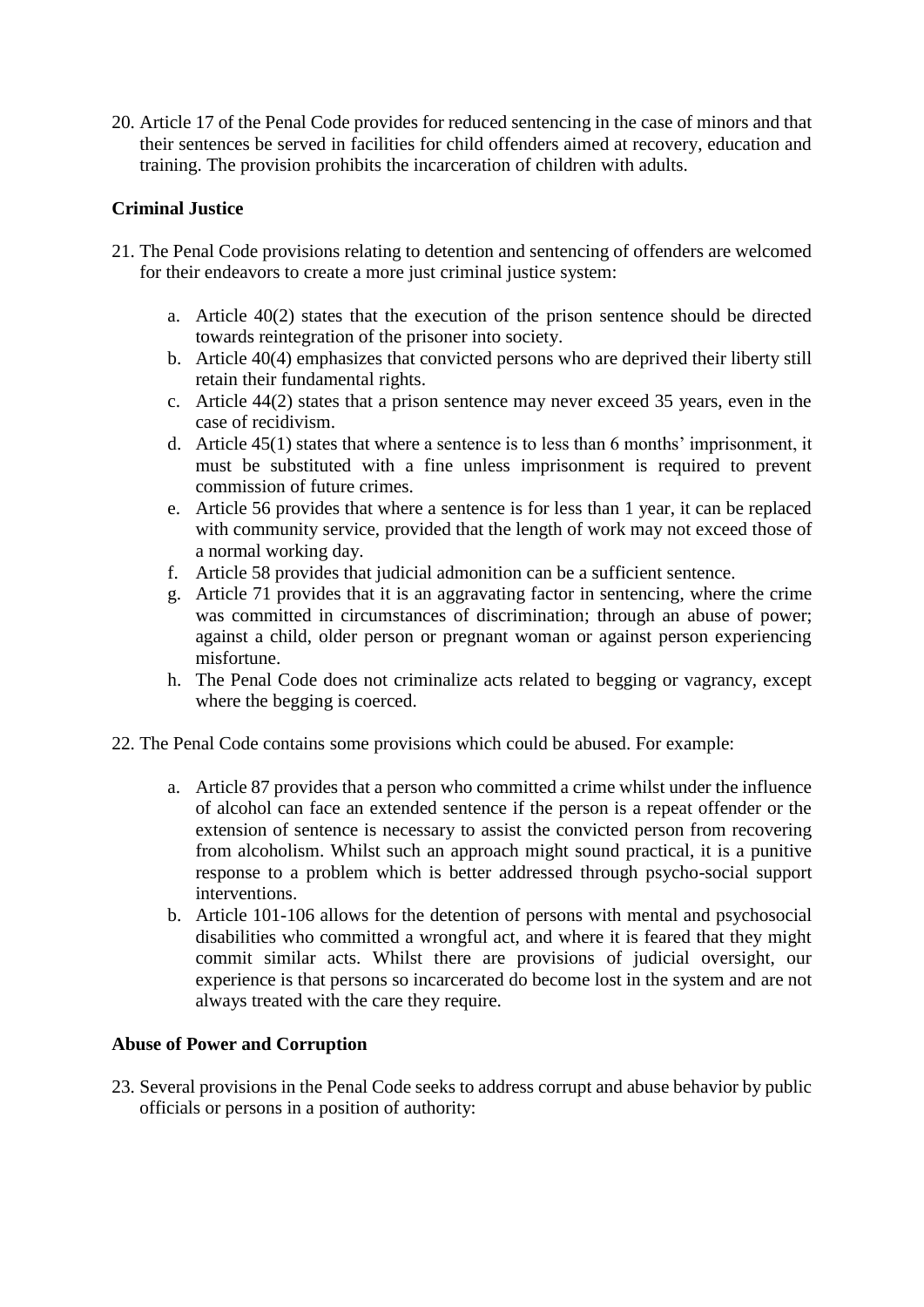20. Article 17 of the Penal Code provides for reduced sentencing in the case of minors and that their sentences be served in facilities for child offenders aimed at recovery, education and training. The provision prohibits the incarceration of children with adults.

**Criminal Justice**

21. The Penal Code provisions relating to detention and sentencing of offenders are welcomed for their endeavors to create a more just criminal justice system:

    a. Article 40(2) states that the execution of the prison sentence should be directed towards reintegration of the prisoner into society.
    b. Article 40(4) emphasizes that convicted persons who are deprived their liberty still retain their fundamental rights.
    c. Article 44(2) states that a prison sentence may never exceed 35 years, even in the case of recidivism.
    d. Article 45(1) states that where a sentence is to less than 6 months' imprisonment, it must be substituted with a fine unless imprisonment is required to prevent commission of future crimes.
    e. Article 56 provides that where a sentence is for less than 1 year, it can be replaced with community service, provided that the length of work may not exceed those of a normal working day.
    f. Article 58 provides that judicial admonition can be a sufficient sentence.
    g. Article 71 provides that it is an aggravating factor in sentencing, where the crime was committed in circumstances of discrimination; through an abuse of power; against a child, older person or pregnant woman or against person experiencing misfortune.
    h. The Penal Code does not criminalize acts related to begging or vagrancy, except where the begging is coerced.

22. The Penal Code contains some provisions which could be abused. For example:

    a. Article 87 provides that a person who committed a crime whilst under the influence of alcohol can face an extended sentence if the person is a repeat offender or the extension of sentence is necessary to assist the convicted person from recovering from alcoholism. Whilst such an approach might sound practical, it is a punitive response to a problem which is better addressed through psycho-social support interventions.
    b. Article 101-106 allows for the detention of persons with mental and psychosocial disabilities who committed a wrongful act, and where it is feared that they might commit similar acts. Whilst there are provisions of judicial oversight, our experience is that persons so incarcerated do become lost in the system and are not always treated with the care they require.

**Abuse of Power and Corruption**

23. Several provisions in the Penal Code seeks to address corrupt and abuse behavior by public officials or persons in a position of authority: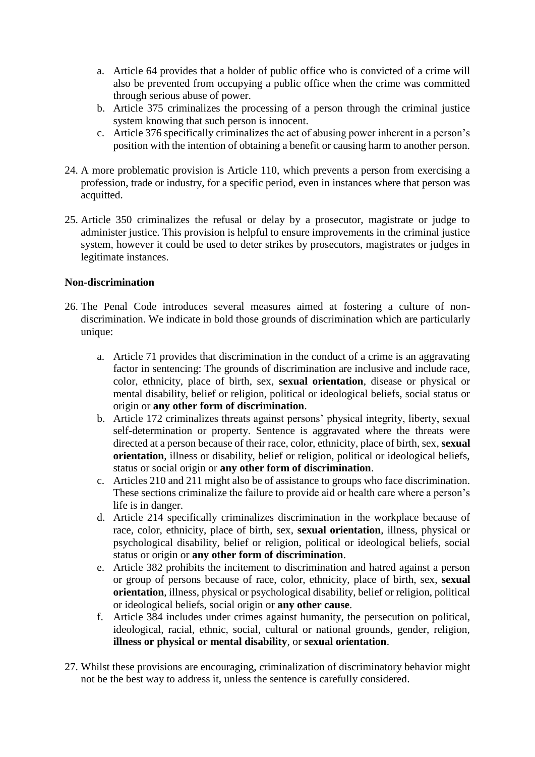a. Article 64 provides that a holder of public office who is convicted of a crime will also be prevented from occupying a public office when the crime was committed through serious abuse of power.
b. Article 375 criminalizes the processing of a person through the criminal justice system knowing that such person is innocent.
c. Article 376 specifically criminalizes the act of abusing power inherent in a person's position with the intention of obtaining a benefit or causing harm to another person.

24. A more problematic provision is Article 110, which prevents a person from exercising a profession, trade or industry, for a specific period, even in instances where that person was acquitted.

25. Article 350 criminalizes the refusal or delay by a prosecutor, magistrate or judge to administer justice. This provision is helpful to ensure improvements in the criminal justice system, however it could be used to deter strikes by prosecutors, magistrates or judges in legitimate instances.

**Non-discrimination**

26. The Penal Code introduces several measures aimed at fostering a culture of non-discrimination. We indicate in bold those grounds of discrimination which are particularly unique:

    a. Article 71 provides that discrimination in the conduct of a crime is an aggravating factor in sentencing: The grounds of discrimination are inclusive and include race, color, ethnicity, place of birth, sex, **sexual orientation**, disease or physical or mental disability, belief or religion, political or ideological beliefs, social status or origin or **any other form of discrimination**.
    b. Article 172 criminalizes threats against persons' physical integrity, liberty, sexual self-determination or property. Sentence is aggravated where the threats were directed at a person because of their race, color, ethnicity, place of birth, sex, **sexual orientation**, illness or disability, belief or religion, political or ideological beliefs, status or social origin or **any other form of discrimination**.
    c. Articles 210 and 211 might also be of assistance to groups who face discrimination. These sections criminalize the failure to provide aid or health care where a person's life is in danger.
    d. Article 214 specifically criminalizes discrimination in the workplace because of race, color, ethnicity, place of birth, sex, **sexual orientation**, illness, physical or psychological disability, belief or religion, political or ideological beliefs, social status or origin or **any other form of discrimination**.
    e. Article 382 prohibits the incitement to discrimination and hatred against a person or group of persons because of race, color, ethnicity, place of birth, sex, **sexual orientation**, illness, physical or psychological disability, belief or religion, political or ideological beliefs, social origin or **any other cause**.
    f. Article 384 includes under crimes against humanity, the persecution on political, ideological, racial, ethnic, social, cultural or national grounds, gender, religion, **illness or physical or mental disability**, or **sexual orientation**.

27. Whilst these provisions are encouraging, criminalization of discriminatory behavior might not be the best way to address it, unless the sentence is carefully considered.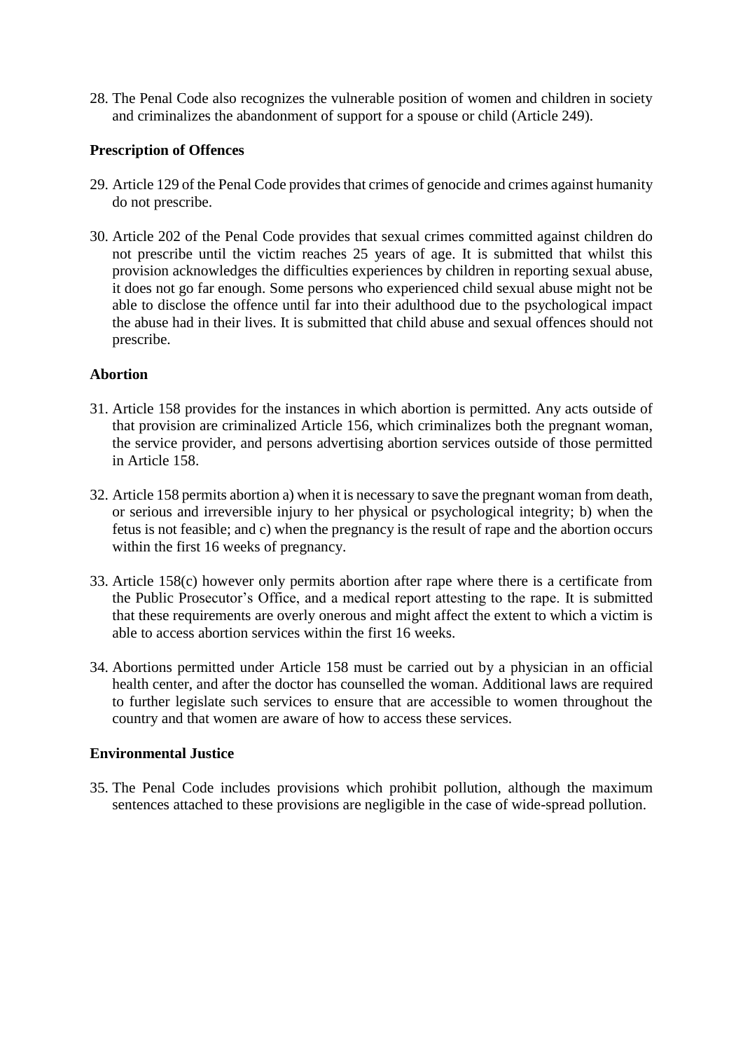28. The Penal Code also recognizes the vulnerable position of women and children in society and criminalizes the abandonment of support for a spouse or child (Article 249).

**Prescription of Offences**

29. Article 129 of the Penal Code provides that crimes of genocide and crimes against humanity do not prescribe.

30. Article 202 of the Penal Code provides that sexual crimes committed against children do not prescribe until the victim reaches 25 years of age. It is submitted that whilst this provision acknowledges the difficulties experiences by children in reporting sexual abuse, it does not go far enough. Some persons who experienced child sexual abuse might not be able to disclose the offence until far into their adulthood due to the psychological impact the abuse had in their lives. It is submitted that child abuse and sexual offences should not prescribe.

**Abortion**

31. Article 158 provides for the instances in which abortion is permitted. Any acts outside of that provision are criminalized Article 156, which criminalizes both the pregnant woman, the service provider, and persons advertising abortion services outside of those permitted in Article 158.

32. Article 158 permits abortion a) when it is necessary to save the pregnant woman from death, or serious and irreversible injury to her physical or psychological integrity; b) when the fetus is not feasible; and c) when the pregnancy is the result of rape and the abortion occurs within the first 16 weeks of pregnancy.

33. Article 158(c) however only permits abortion after rape where there is a certificate from the Public Prosecutor's Office, and a medical report attesting to the rape. It is submitted that these requirements are overly onerous and might affect the extent to which a victim is able to access abortion services within the first 16 weeks.

34. Abortions permitted under Article 158 must be carried out by a physician in an official health center, and after the doctor has counselled the woman. Additional laws are required to further legislate such services to ensure that are accessible to women throughout the country and that women are aware of how to access these services.

**Environmental Justice**

35. The Penal Code includes provisions which prohibit pollution, although the maximum sentences attached to these provisions are negligible in the case of wide-spread pollution.